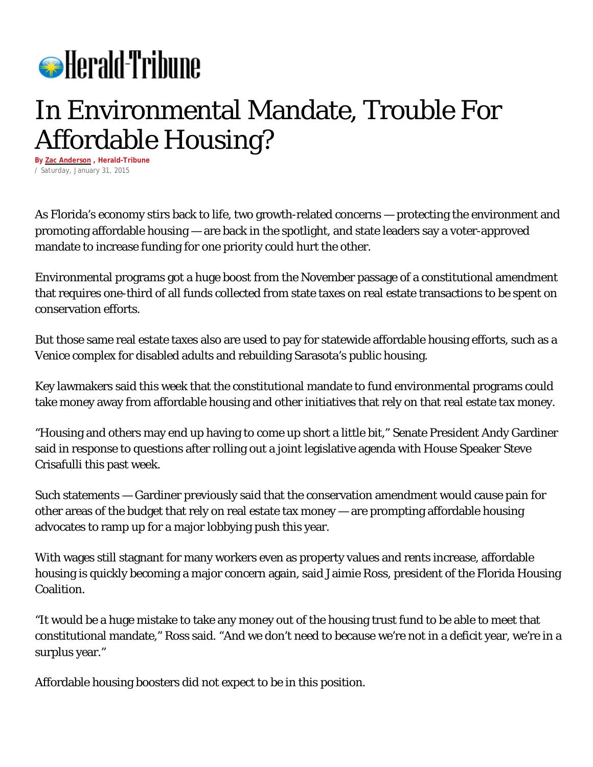Herald-Tribune

# In Environmental Mandate, Trouble For Affordable Housing?

By Zac Anderson , Herald-Tribune
/ Saturday, January 31, 2015

As Florida's economy stirs back to life, two growth-related concerns — protecting the environment and promoting affordable housing — are back in the spotlight, and state leaders say a voter-approved mandate to increase funding for one priority could hurt the other.

Environmental programs got a huge boost from the November passage of a constitutional amendment that requires one-third of all funds collected from state taxes on real estate transactions to be spent on conservation efforts.

But those same real estate taxes also are used to pay for statewide affordable housing efforts, such as a Venice complex for disabled adults and rebuilding Sarasota's public housing.

Key lawmakers said this week that the constitutional mandate to fund environmental programs could take money away from affordable housing and other initiatives that rely on that real estate tax money.

"Housing and others may end up having to come up short a little bit," Senate President Andy Gardiner said in response to questions after rolling out a joint legislative agenda with House Speaker Steve Crisafulli this past week.

Such statements — Gardiner previously said that the conservation amendment would cause pain for other areas of the budget that rely on real estate tax money — are prompting affordable housing advocates to ramp up for a major lobbying push this year.

With wages still stagnant for many workers even as property values and rents increase, affordable housing is quickly becoming a major concern again, said Jaimie Ross, president of the Florida Housing Coalition.

"It would be a huge mistake to take any money out of the housing trust fund to be able to meet that constitutional mandate," Ross said. "And we don't need to because we're not in a deficit year, we're in a surplus year."

Affordable housing boosters did not expect to be in this position.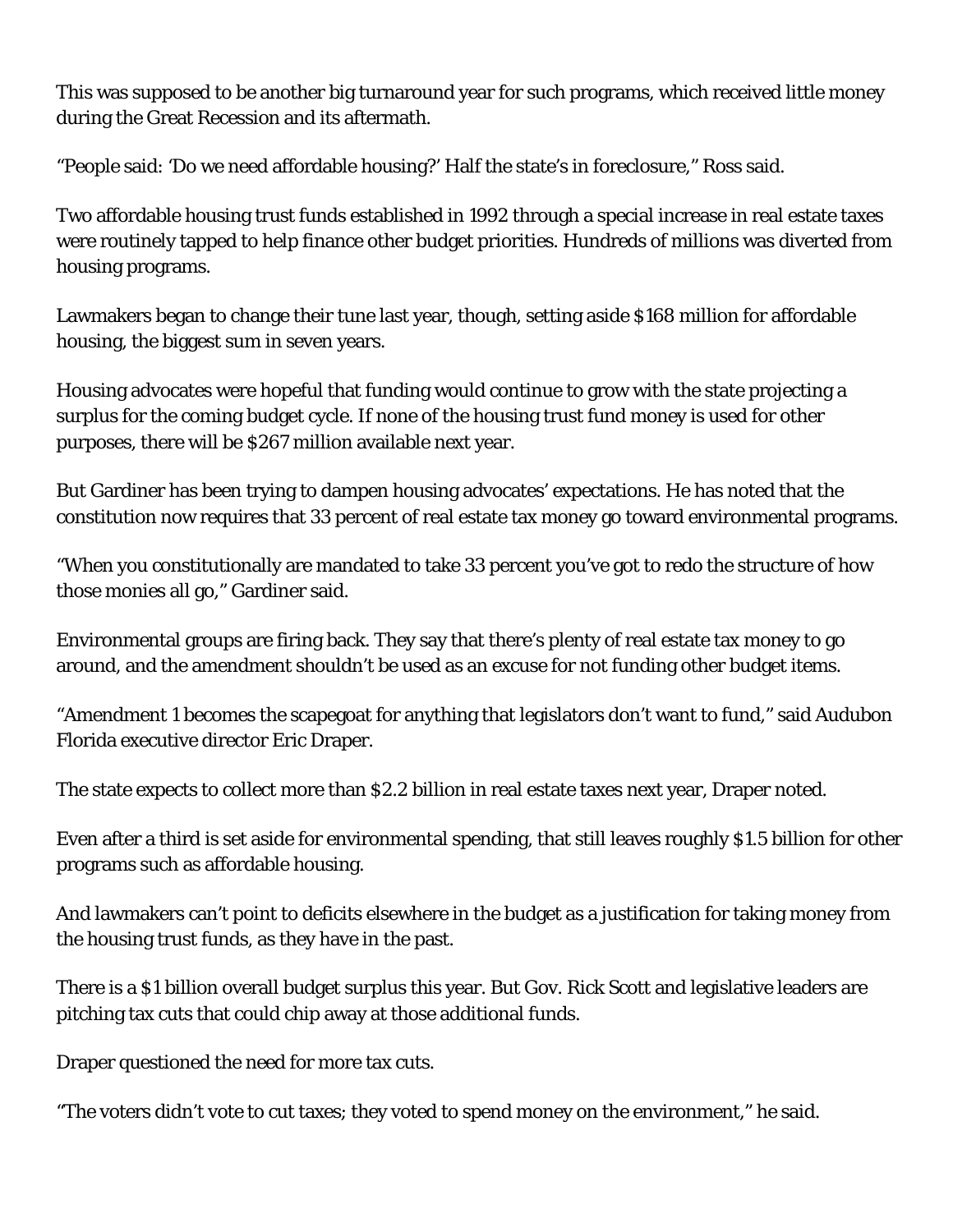This was supposed to be another big turnaround year for such programs, which received little money during the Great Recession and its aftermath.

"People said: 'Do we need affordable housing?' Half the state's in foreclosure," Ross said.

Two affordable housing trust funds established in 1992 through a special increase in real estate taxes were routinely tapped to help finance other budget priorities. Hundreds of millions was diverted from housing programs.

Lawmakers began to change their tune last year, though, setting aside $168 million for affordable housing, the biggest sum in seven years.

Housing advocates were hopeful that funding would continue to grow with the state projecting a surplus for the coming budget cycle. If none of the housing trust fund money is used for other purposes, there will be $267 million available next year.

But Gardiner has been trying to dampen housing advocates' expectations. He has noted that the constitution now requires that 33 percent of real estate tax money go toward environmental programs.

"When you constitutionally are mandated to take 33 percent you've got to redo the structure of how those monies all go," Gardiner said.

Environmental groups are firing back. They say that there's plenty of real estate tax money to go around, and the amendment shouldn't be used as an excuse for not funding other budget items.

"Amendment 1 becomes the scapegoat for anything that legislators don't want to fund," said Audubon Florida executive director Eric Draper.

The state expects to collect more than $2.2 billion in real estate taxes next year, Draper noted.

Even after a third is set aside for environmental spending, that still leaves roughly $1.5 billion for other programs such as affordable housing.

And lawmakers can't point to deficits elsewhere in the budget as a justification for taking money from the housing trust funds, as they have in the past.

There is a $1 billion overall budget surplus this year. But Gov. Rick Scott and legislative leaders are pitching tax cuts that could chip away at those additional funds.

Draper questioned the need for more tax cuts.

"The voters didn't vote to cut taxes; they voted to spend money on the environment," he said.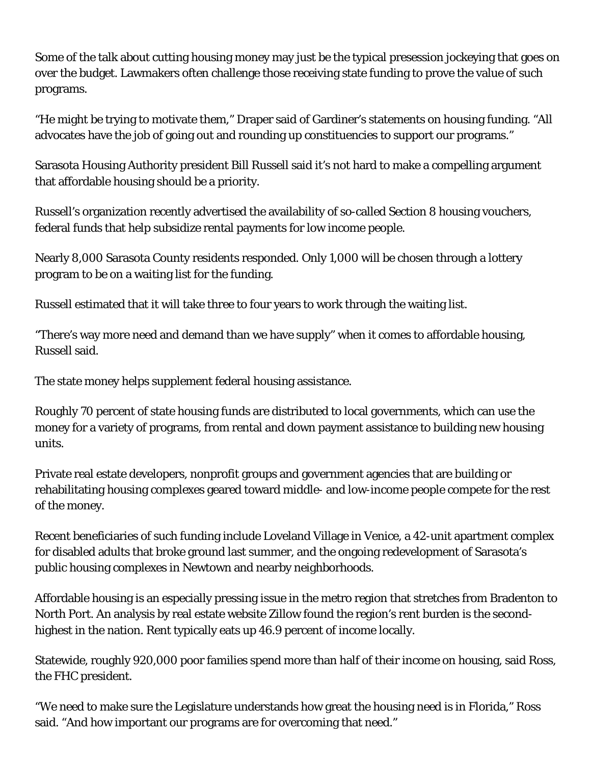Some of the talk about cutting housing money may just be the typical presession jockeying that goes on over the budget. Lawmakers often challenge those receiving state funding to prove the value of such programs.

“He might be trying to motivate them,” Draper said of Gardiner’s statements on housing funding. “All advocates have the job of going out and rounding up constituencies to support our programs.”

Sarasota Housing Authority president Bill Russell said it’s not hard to make a compelling argument that affordable housing should be a priority.

Russell’s organization recently advertised the availability of so-called Section 8 housing vouchers, federal funds that help subsidize rental payments for low income people.

Nearly 8,000 Sarasota County residents responded. Only 1,000 will be chosen through a lottery program to be on a waiting list for the funding.

Russell estimated that it will take three to four years to work through the waiting list.

“There’s way more need and demand than we have supply” when it comes to affordable housing, Russell said.

The state money helps supplement federal housing assistance.

Roughly 70 percent of state housing funds are distributed to local governments, which can use the money for a variety of programs, from rental and down payment assistance to building new housing units.

Private real estate developers, nonprofit groups and government agencies that are building or rehabilitating housing complexes geared toward middle- and low-income people compete for the rest of the money.

Recent beneficiaries of such funding include Loveland Village in Venice, a 42-unit apartment complex for disabled adults that broke ground last summer, and the ongoing redevelopment of Sarasota’s public housing complexes in Newtown and nearby neighborhoods.

Affordable housing is an especially pressing issue in the metro region that stretches from Bradenton to North Port. An analysis by real estate website Zillow found the region’s rent burden is the second-highest in the nation. Rent typically eats up 46.9 percent of income locally.

Statewide, roughly 920,000 poor families spend more than half of their income on housing, said Ross, the FHC president.

“We need to make sure the Legislature understands how great the housing need is in Florida,” Ross said. “And how important our programs are for overcoming that need.”